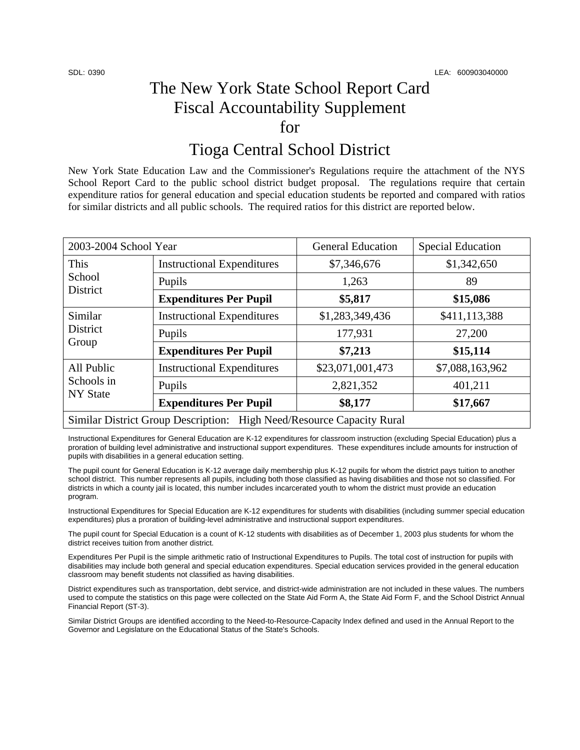SDL: 0390 LEA: 600903040000

# The New York State School Report Card Fiscal Accountability Supplement for

# Tioga Central School District

New York State Education Law and the Commissioner's Regulations require the attachment of the NYS School Report Card to the public school district budget proposal. The regulations require that certain expenditure ratios for general education and special education students be reported and compared with ratios for similar districts and all public schools. The required ratios for this district are reported below.

| 2003-2004 School Year | | General Education | Special Education |
|---|---|---|---|
| This School District | Instructional Expenditures | $7,346,676 | $1,342,650 |
| | Pupils | 1,263 | 89 |
| | **Expenditures Per Pupil** | **$5,817** | **$15,086** |
| Similar District Group | Instructional Expenditures | $1,283,349,436 | $411,113,388 |
| | Pupils | 177,931 | 27,200 |
| | **Expenditures Per Pupil** | **$7,213** | **$15,114** |
| All Public Schools in NY State | Instructional Expenditures | $23,071,001,473 | $7,088,163,962 |
| | Pupils | 2,821,352 | 401,211 |
| | **Expenditures Per Pupil** | **$8,177** | **$17,667** |
| Similar District Group Description: High Need/Resource Capacity Rural | | | |

Instructional Expenditures for General Education are K-12 expenditures for classroom instruction (excluding Special Education) plus a proration of building level administrative and instructional support expenditures. These expenditures include amounts for instruction of pupils with disabilities in a general education setting.

The pupil count for General Education is K-12 average daily membership plus K-12 pupils for whom the district pays tuition to another school district. This number represents all pupils, including both those classified as having disabilities and those not so classified. For districts in which a county jail is located, this number includes incarcerated youth to whom the district must provide an education program.

Instructional Expenditures for Special Education are K-12 expenditures for students with disabilities (including summer special education expenditures) plus a proration of building-level administrative and instructional support expenditures.

The pupil count for Special Education is a count of K-12 students with disabilities as of December 1, 2003 plus students for whom the district receives tuition from another district.

Expenditures Per Pupil is the simple arithmetic ratio of Instructional Expenditures to Pupils. The total cost of instruction for pupils with disabilities may include both general and special education expenditures. Special education services provided in the general education classroom may benefit students not classified as having disabilities.

District expenditures such as transportation, debt service, and district-wide administration are not included in these values. The numbers used to compute the statistics on this page were collected on the State Aid Form A, the State Aid Form F, and the School District Annual Financial Report (ST-3).

Similar District Groups are identified according to the Need-to-Resource-Capacity Index defined and used in the Annual Report to the Governor and Legislature on the Educational Status of the State's Schools.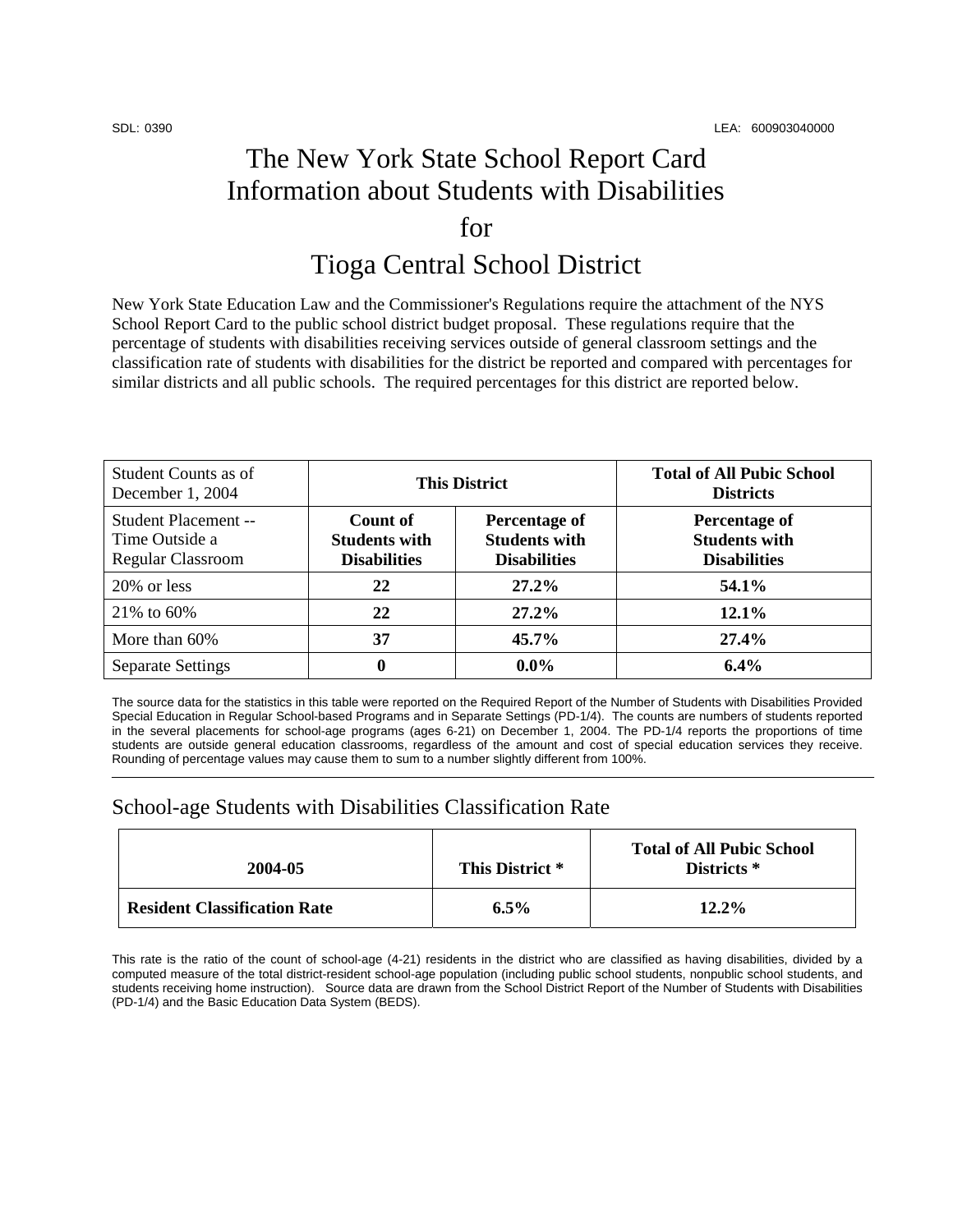SDL: 0390 LEA: 600903040000

# The New York State School Report Card Information about Students with Disabilities for Tioga Central School District

New York State Education Law and the Commissioner's Regulations require the attachment of the NYS School Report Card to the public school district budget proposal. These regulations require that the percentage of students with disabilities receiving services outside of general classroom settings and the classification rate of students with disabilities for the district be reported and compared with percentages for similar districts and all public schools. The required percentages for this district are reported below.

| Student Counts as of December 1, 2004 | **This District** | | **Total of All Pubic School Districts** |
|---|---|---|---|
| Student Placement -- Time Outside a Regular Classroom | **Count of Students with Disabilities** | **Percentage of Students with Disabilities** | **Percentage of Students with Disabilities** |
| 20% or less | **22** | **27.2%** | **54.1%** |
| 21% to 60% | **22** | **27.2%** | **12.1%** |
| More than 60% | **37** | **45.7%** | **27.4%** |
| Separate Settings | **0** | **0.0%** | **6.4%** |

The source data for the statistics in this table were reported on the Required Report of the Number of Students with Disabilities Provided Special Education in Regular School-based Programs and in Separate Settings (PD-1/4). The counts are numbers of students reported in the several placements for school-age programs (ages 6-21) on December 1, 2004. The PD-1/4 reports the proportions of time students are outside general education classrooms, regardless of the amount and cost of special education services they receive. Rounding of percentage values may cause them to sum to a number slightly different from 100%.

## School-age Students with Disabilities Classification Rate

| **2004-05** | **This District *** | **Total of All Pubic School Districts *** |
|---|---|---|
| **Resident Classification Rate** | **6.5%** | **12.2%** |

This rate is the ratio of the count of school-age (4-21) residents in the district who are classified as having disabilities, divided by a computed measure of the total district-resident school-age population (including public school students, nonpublic school students, and students receiving home instruction). Source data are drawn from the School District Report of the Number of Students with Disabilities (PD-1/4) and the Basic Education Data System (BEDS).